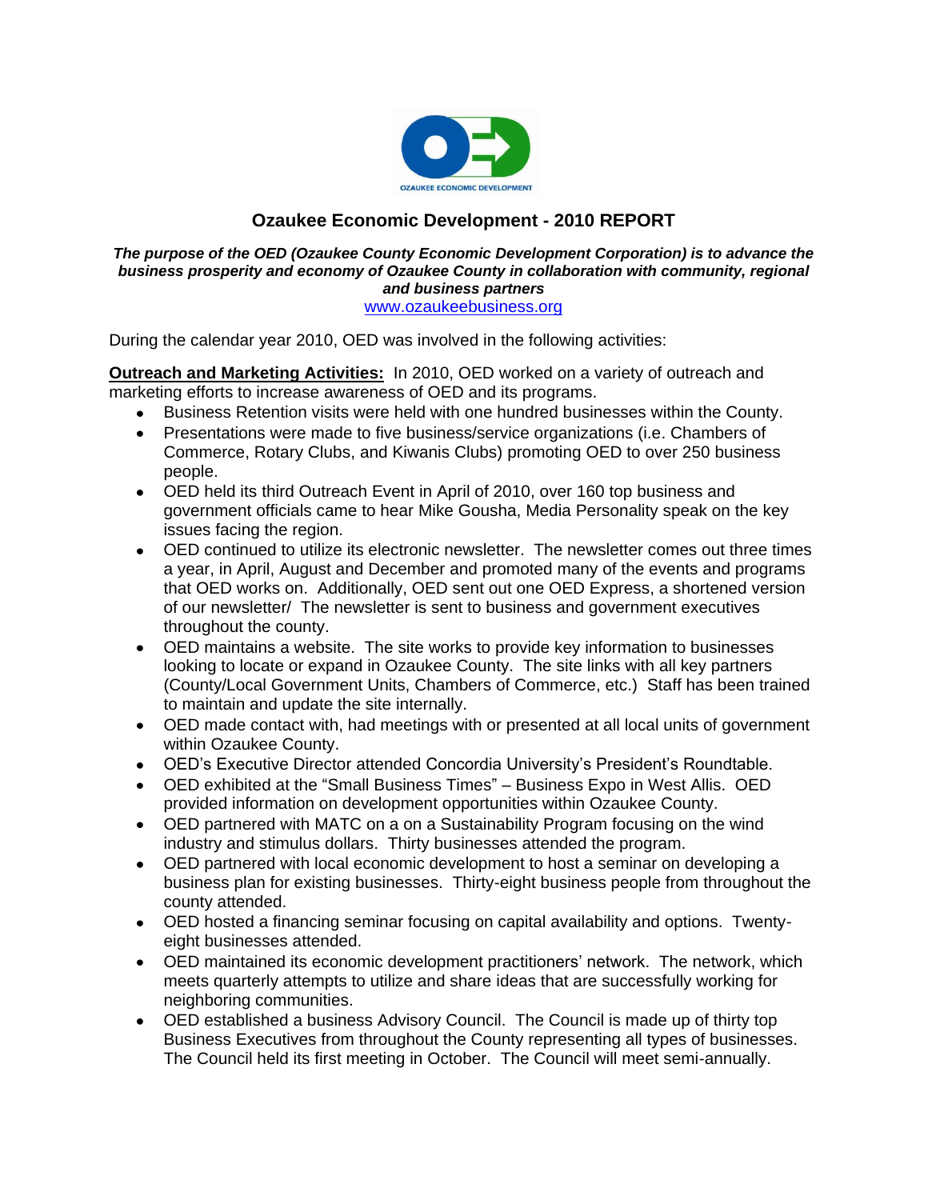OZAUKEE ECONOMIC DEVELOPMENT

# Ozaukee Economic Development - 2010 REPORT

***The purpose of the OED (Ozaukee County Economic Development Corporation) is to advance the business prosperity and economy of Ozaukee County in collaboration with community, regional and business partners***

www.ozaukeebusiness.org

During the calendar year 2010, OED was involved in the following activities:

**Outreach and Marketing Activities:** In 2010, OED worked on a variety of outreach and marketing efforts to increase awareness of OED and its programs.

- Business Retention visits were held with one hundred businesses within the County.
- Presentations were made to five business/service organizations (i.e. Chambers of Commerce, Rotary Clubs, and Kiwanis Clubs) promoting OED to over 250 business people.
- OED held its third Outreach Event in April of 2010, over 160 top business and government officials came to hear Mike Gousha, Media Personality speak on the key issues facing the region.
- OED continued to utilize its electronic newsletter. The newsletter comes out three times a year, in April, August and December and promoted many of the events and programs that OED works on. Additionally, OED sent out one OED Express, a shortened version of our newsletter/ The newsletter is sent to business and government executives throughout the county.
- OED maintains a website. The site works to provide key information to businesses looking to locate or expand in Ozaukee County. The site links with all key partners (County/Local Government Units, Chambers of Commerce, etc.) Staff has been trained to maintain and update the site internally.
- OED made contact with, had meetings with or presented at all local units of government within Ozaukee County.
- OED's Executive Director attended Concordia University's President's Roundtable.
- OED exhibited at the "Small Business Times" – Business Expo in West Allis. OED provided information on development opportunities within Ozaukee County.
- OED partnered with MATC on a on a Sustainability Program focusing on the wind industry and stimulus dollars. Thirty businesses attended the program.
- OED partnered with local economic development to host a seminar on developing a business plan for existing businesses. Thirty-eight business people from throughout the county attended.
- OED hosted a financing seminar focusing on capital availability and options. Twenty-eight businesses attended.
- OED maintained its economic development practitioners' network. The network, which meets quarterly attempts to utilize and share ideas that are successfully working for neighboring communities.
- OED established a business Advisory Council. The Council is made up of thirty top Business Executives from throughout the County representing all types of businesses. The Council held its first meeting in October. The Council will meet semi-annually.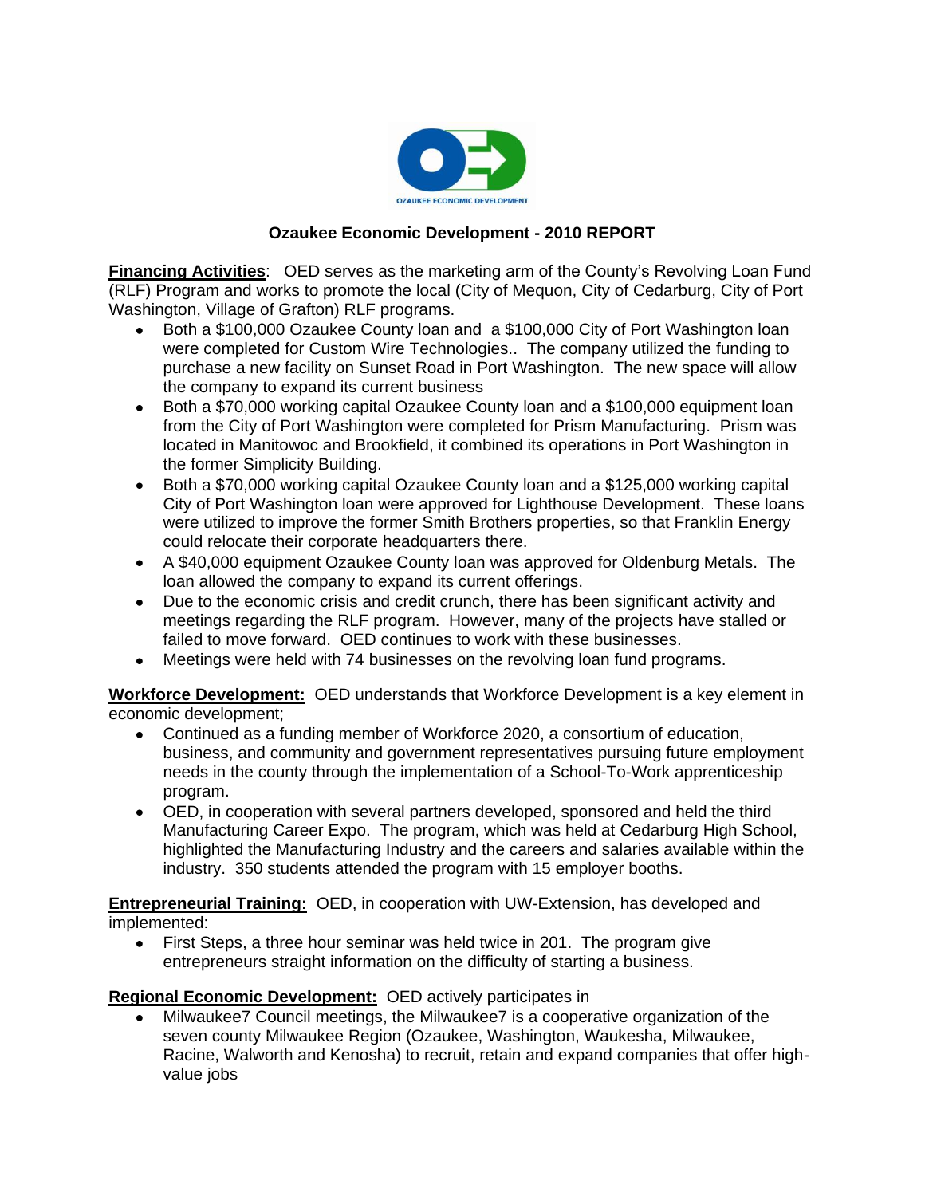OZAUKEE ECONOMIC DEVELOPMENT

# Ozaukee Economic Development - 2010 REPORT

**Financing Activities**: OED serves as the marketing arm of the County's Revolving Loan Fund (RLF) Program and works to promote the local (City of Mequon, City of Cedarburg, City of Port Washington, Village of Grafton) RLF programs.

- Both a $100,000 Ozaukee County loan and a $100,000 City of Port Washington loan were completed for Custom Wire Technologies.. The company utilized the funding to purchase a new facility on Sunset Road in Port Washington. The new space will allow the company to expand its current business
- Both a $70,000 working capital Ozaukee County loan and a $100,000 equipment loan from the City of Port Washington were completed for Prism Manufacturing. Prism was located in Manitowoc and Brookfield, it combined its operations in Port Washington in the former Simplicity Building.
- Both a $70,000 working capital Ozaukee County loan and a $125,000 working capital City of Port Washington loan were approved for Lighthouse Development. These loans were utilized to improve the former Smith Brothers properties, so that Franklin Energy could relocate their corporate headquarters there.
- A $40,000 equipment Ozaukee County loan was approved for Oldenburg Metals. The loan allowed the company to expand its current offerings.
- Due to the economic crisis and credit crunch, there has been significant activity and meetings regarding the RLF program. However, many of the projects have stalled or failed to move forward. OED continues to work with these businesses.
- Meetings were held with 74 businesses on the revolving loan fund programs.

**Workforce Development:** OED understands that Workforce Development is a key element in economic development;

- Continued as a funding member of Workforce 2020, a consortium of education, business, and community and government representatives pursuing future employment needs in the county through the implementation of a School-To-Work apprenticeship program.
- OED, in cooperation with several partners developed, sponsored and held the third Manufacturing Career Expo. The program, which was held at Cedarburg High School, highlighted the Manufacturing Industry and the careers and salaries available within the industry. 350 students attended the program with 15 employer booths.

**Entrepreneurial Training:** OED, in cooperation with UW-Extension, has developed and implemented:

- First Steps, a three hour seminar was held twice in 201. The program give entrepreneurs straight information on the difficulty of starting a business.

**Regional Economic Development:** OED actively participates in

- Milwaukee7 Council meetings, the Milwaukee7 is a cooperative organization of the seven county Milwaukee Region (Ozaukee, Washington, Waukesha, Milwaukee, Racine, Walworth and Kenosha) to recruit, retain and expand companies that offer high-value jobs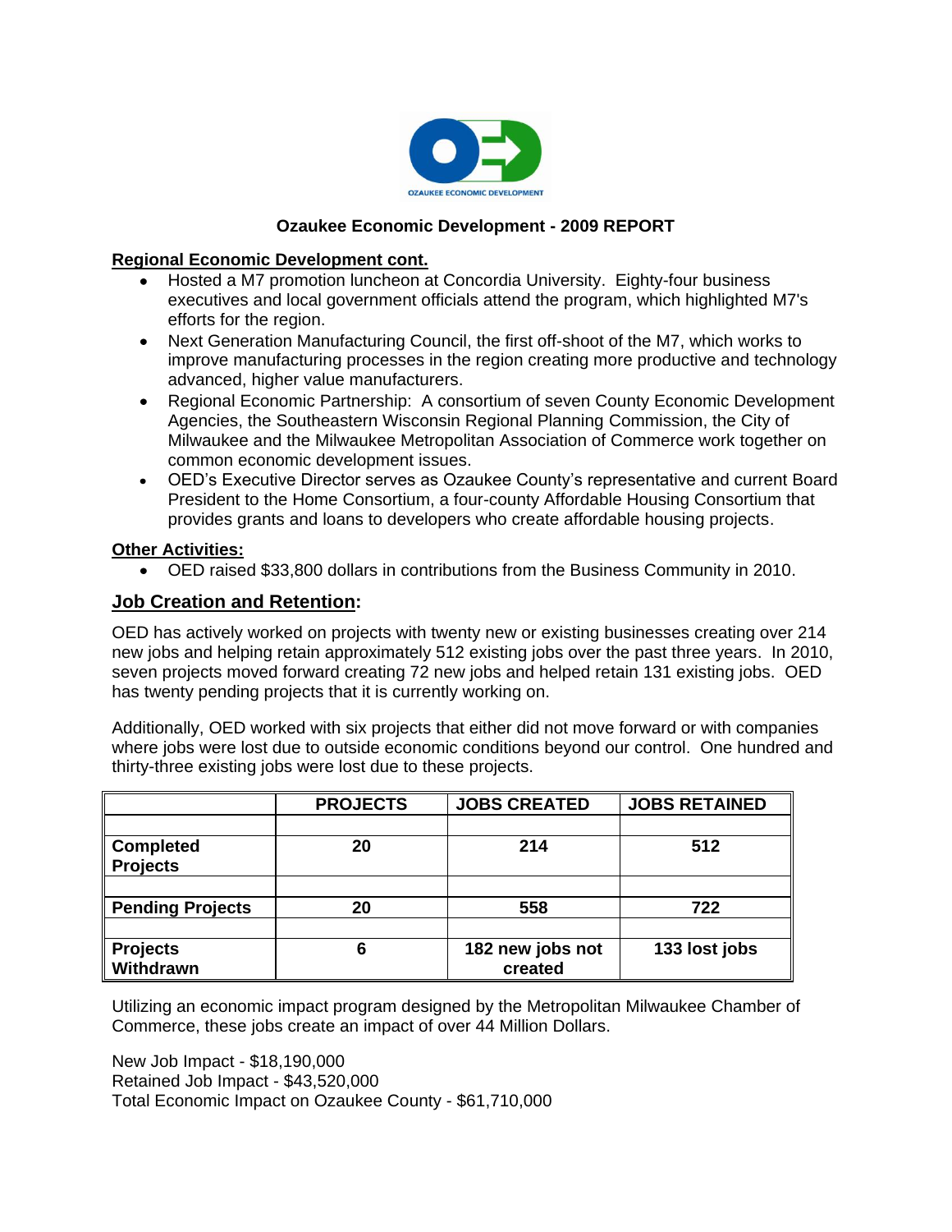OZAUKEE ECONOMIC DEVELOPMENT

**Ozaukee Economic Development - 2009 REPORT**

**Regional Economic Development cont.**

- Hosted a M7 promotion luncheon at Concordia University. Eighty-four business executives and local government officials attend the program, which highlighted M7's efforts for the region.
- Next Generation Manufacturing Council, the first off-shoot of the M7, which works to improve manufacturing processes in the region creating more productive and technology advanced, higher value manufacturers.
- Regional Economic Partnership: A consortium of seven County Economic Development Agencies, the Southeastern Wisconsin Regional Planning Commission, the City of Milwaukee and the Milwaukee Metropolitan Association of Commerce work together on common economic development issues.
- OED's Executive Director serves as Ozaukee County's representative and current Board President to the Home Consortium, a four-county Affordable Housing Consortium that provides grants and loans to developers who create affordable housing projects.

**Other Activities:**

- OED raised $33,800 dollars in contributions from the Business Community in 2010.

## Job Creation and Retention:

OED has actively worked on projects with twenty new or existing businesses creating over 214 new jobs and helping retain approximately 512 existing jobs over the past three years. In 2010, seven projects moved forward creating 72 new jobs and helped retain 131 existing jobs. OED has twenty pending projects that it is currently working on.

Additionally, OED worked with six projects that either did not move forward or with companies where jobs were lost due to outside economic conditions beyond our control. One hundred and thirty-three existing jobs were lost due to these projects.

| | PROJECTS | JOBS CREATED | JOBS RETAINED |
|---|---|---|---|
| | | | |
| **Completed Projects** | **20** | **214** | **512** |
| | | | |
| **Pending Projects** | **20** | **558** | **722** |
| | | | |
| **Projects Withdrawn** | **6** | **182 new jobs not created** | **133 lost jobs** |

Utilizing an economic impact program designed by the Metropolitan Milwaukee Chamber of Commerce, these jobs create an impact of over 44 Million Dollars.

New Job Impact - $18,190,000
Retained Job Impact - $43,520,000
Total Economic Impact on Ozaukee County - $61,710,000